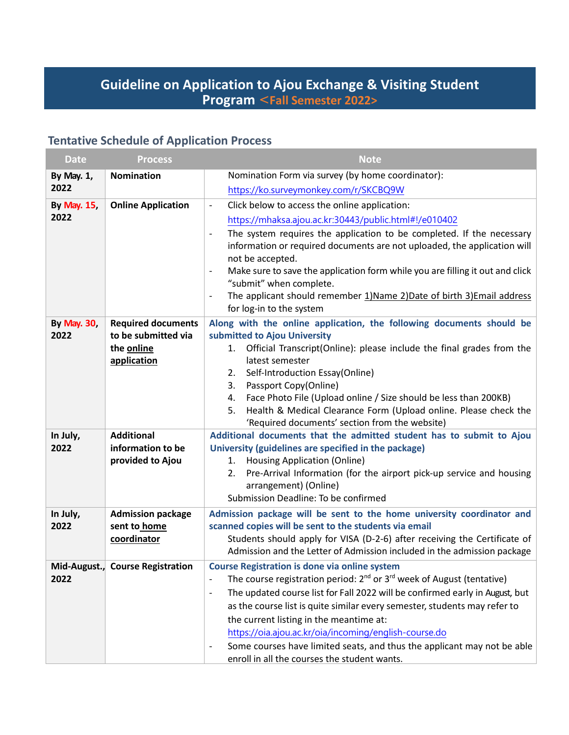# Guideline on Application to Ajou Exchange & Visiting Student Program <Fall Semester 2022>

## Tentative Schedule of Application Process

| Date | Process | Note |
|---|---|---|
| **By May. 1, 2022** | **Nomination** | Nomination Form via survey (by home coordinator): https://ko.surveymonkey.com/r/SKCBQ9W |
| **By May. 15, 2022** | **Online Application** | - Click below to access the online application: https://mhaksa.ajou.ac.kr:30443/public.html#!/e010402<br>- The system requires the application to be completed. If the necessary information or required documents are not uploaded, the application will not be accepted.<br>- Make sure to save the application form while you are filling it out and click "submit" when complete.<br>- The applicant should remember 1)Name 2)Date of birth 3)Email address for log-in to the system |
| **By May. 30, 2022** | **Required documents to be submitted via the online application** | **Along with the online application, the following documents should be submitted to Ajou University**<br>1. Official Transcript(Online): please include the final grades from the latest semester<br>2. Self-Introduction Essay(Online)<br>3. Passport Copy(Online)<br>4. Face Photo File (Upload online / Size should be less than 200KB)<br>5. Health & Medical Clearance Form (Upload online. Please check the 'Required documents' section from the website) |
| **In July, 2022** | **Additional information to be provided to Ajou** | **Additional documents that the admitted student has to submit to Ajou University (guidelines are specified in the package)**<br>1. Housing Application (Online)<br>2. Pre-Arrival Information (for the airport pick-up service and housing arrangement) (Online)<br>Submission Deadline: To be confirmed |
| **In July, 2022** | **Admission package sent to home coordinator** | **Admission package will be sent to the home university coordinator and scanned copies will be sent to the students via email**<br>Students should apply for VISA (D-2-6) after receiving the Certificate of Admission and the Letter of Admission included in the admission package |
| **Mid-August., 2022** | **Course Registration** | **Course Registration is done via online system**<br>- The course registration period: 2nd or 3rd week of August (tentative)<br>- The updated course list for Fall 2022 will be confirmed early in August, but as the course list is quite similar every semester, students may refer to the current listing in the meantime at: https://oia.ajou.ac.kr/oia/incoming/english-course.do<br>- Some courses have limited seats, and thus the applicant may not be able enroll in all the courses the student wants. |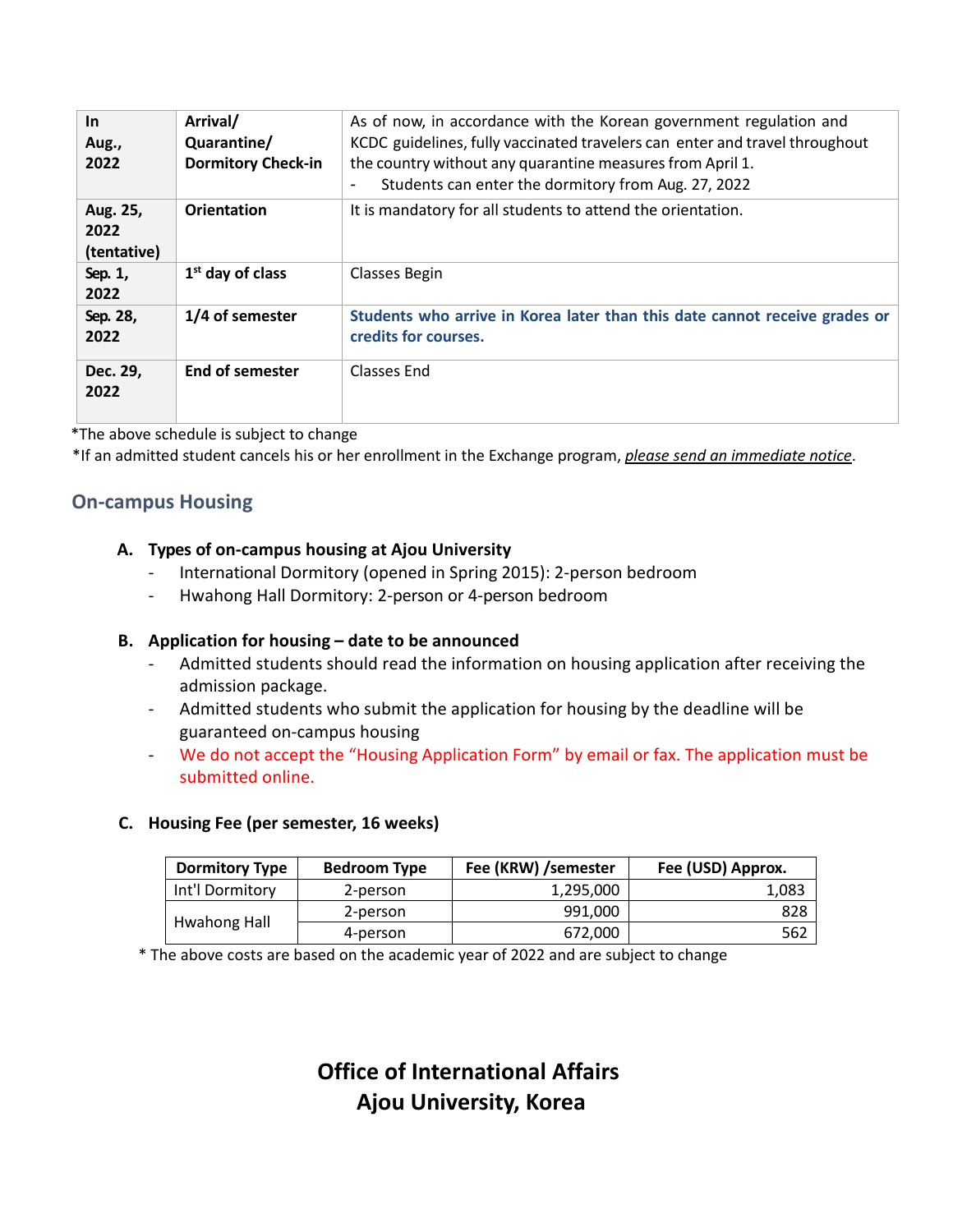| | | |
|---|---|---|
| **In Aug., 2022** | **Arrival/ Quarantine/ Dormitory Check-in** | As of now, in accordance with the Korean government regulation and KCDC guidelines, fully vaccinated travelers can enter and travel throughout the country without any quarantine measures from April 1.<br>- Students can enter the dormitory from Aug. 27, 2022 |
| **Aug. 25, 2022 (tentative)** | **Orientation** | It is mandatory for all students to attend the orientation. |
| **Sep. 1, 2022** | **1st day of class** | Classes Begin |
| **Sep. 28, 2022** | **1/4 of semester** | **Students who arrive in Korea later than this date cannot receive grades or credits for courses.** |
| **Dec. 29, 2022** | **End of semester** | Classes End |

*The above schedule is subject to change

*If an admitted student cancels his or her enrollment in the Exchange program, *please send an immediate notice*.

## On-campus Housing

### A. Types of on-campus housing at Ajou University

- International Dormitory (opened in Spring 2015): 2-person bedroom
- Hwahong Hall Dormitory: 2-person or 4-person bedroom

### B. Application for housing – date to be announced

- Admitted students should read the information on housing application after receiving the admission package.
- Admitted students who submit the application for housing by the deadline will be guaranteed on-campus housing
- We do not accept the "Housing Application Form" by email or fax. The application must be submitted online.

### C. Housing Fee (per semester, 16 weeks)

| Dormitory Type | Bedroom Type | Fee (KRW) /semester | Fee (USD) Approx. |
|---|---|---|---|
| Int'l Dormitory | 2-person | 1,295,000 | 1,083 |
| Hwahong Hall | 2-person | 991,000 | 828 |
| | 4-person | 672,000 | 562 |

* The above costs are based on the academic year of 2022 and are subject to change

**Office of International Affairs**
**Ajou University, Korea**